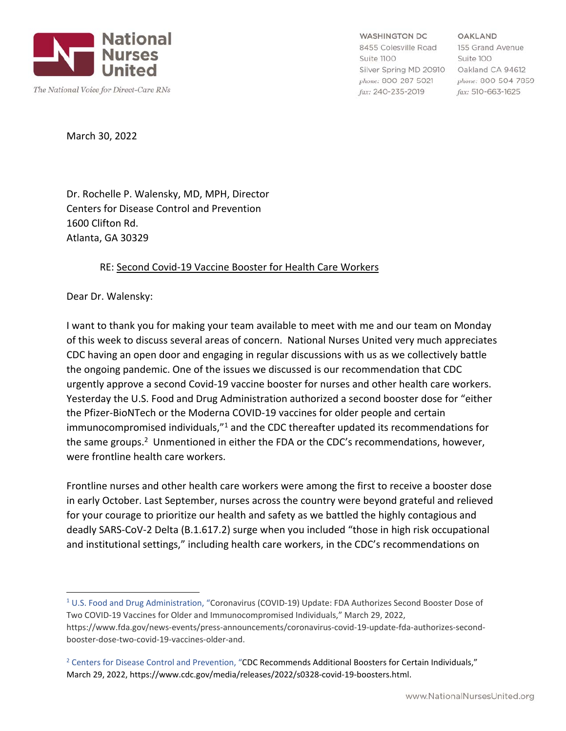**National Nurses United**

*The National Voice for Direct-Care RNs*

WASHINGTON DC
8455 Colesville Road
Suite 1100
Silver Spring MD 20910
*phone:* 800 287 5021
*fax:* 240-235-2019

OAKLAND
155 Grand Avenue
Suite 100
Oakland CA 94612
*phone:* 800 504 7859
*fax:* 510-663-1625

March 30, 2022

Dr. Rochelle P. Walensky, MD, MPH, Director
Centers for Disease Control and Prevention
1600 Clifton Rd.
Atlanta, GA 30329

RE: <u>Second Covid-19 Vaccine Booster for Health Care Workers</u>

Dear Dr. Walensky:

I want to thank you for making your team available to meet with me and our team on Monday of this week to discuss several areas of concern. National Nurses United very much appreciates CDC having an open door and engaging in regular discussions with us as we collectively battle the ongoing pandemic. One of the issues we discussed is our recommendation that CDC urgently approve a second Covid-19 vaccine booster for nurses and other health care workers. Yesterday the U.S. Food and Drug Administration authorized a second booster dose for "either the Pfizer-BioNTech or the Moderna COVID-19 vaccines for older people and certain immunocompromised individuals,"[1] and the CDC thereafter updated its recommendations for the same groups.[2] Unmentioned in either the FDA or the CDC's recommendations, however, were frontline health care workers.

Frontline nurses and other health care workers were among the first to receive a booster dose in early October. Last September, nurses across the country were beyond grateful and relieved for your courage to prioritize our health and safety as we battled the highly contagious and deadly SARS-CoV-2 Delta (B.1.617.2) surge when you included "those in high risk occupational and institutional settings," including health care workers, in the CDC's recommendations on

---

[1] U.S. Food and Drug Administration, "Coronavirus (COVID-19) Update: FDA Authorizes Second Booster Dose of Two COVID-19 Vaccines for Older and Immunocompromised Individuals," March 29, 2022, https://www.fda.gov/news-events/press-announcements/coronavirus-covid-19-update-fda-authorizes-second-booster-dose-two-covid-19-vaccines-older-and.

[2] Centers for Disease Control and Prevention, "CDC Recommends Additional Boosters for Certain Individuals," March 29, 2022, https://www.cdc.gov/media/releases/2022/s0328-covid-19-boosters.html.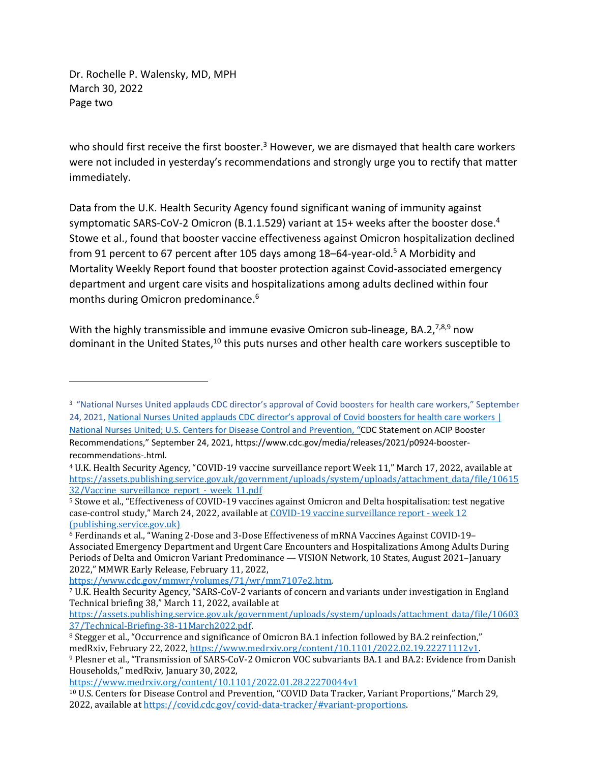who should first receive the first booster.[3] However, we are dismayed that health care workers were not included in yesterday's recommendations and strongly urge you to rectify that matter immediately.

Data from the U.K. Health Security Agency found significant waning of immunity against symptomatic SARS-CoV-2 Omicron (B.1.1.529) variant at 15+ weeks after the booster dose.[4] Stowe et al., found that booster vaccine effectiveness against Omicron hospitalization declined from 91 percent to 67 percent after 105 days among 18–64-year-old.[5] A Morbidity and Mortality Weekly Report found that booster protection against Covid-associated emergency department and urgent care visits and hospitalizations among adults declined within four months during Omicron predominance.[6]

With the highly transmissible and immune evasive Omicron sub-lineage, BA.2,[7,8,9] now dominant in the United States,[10] this puts nurses and other health care workers susceptible to

---

[3] "National Nurses United applauds CDC director's approval of Covid boosters for health care workers," September 24, 2021, [National Nurses United applauds CDC director's approval of Covid boosters for health care workers | National Nurses United](); U.S. Centers for Disease Control and Prevention, "CDC Statement on ACIP Booster Recommendations," September 24, 2021, https://www.cdc.gov/media/releases/2021/p0924-booster-recommendations-.html.

[4] U.K. Health Security Agency, "COVID-19 vaccine surveillance report Week 11," March 17, 2022, available at https://assets.publishing.service.gov.uk/government/uploads/system/uploads/attachment_data/file/1061532/Vaccine_surveillance_report_-_week_11.pdf

[5] Stowe et al., "Effectiveness of COVID-19 vaccines against Omicron and Delta hospitalisation: test negative case-control study," March 24, 2022, available at [COVID-19 vaccine surveillance report - week 12 (publishing.service.gov.uk)]()

[6] Ferdinands et al., "Waning 2-Dose and 3-Dose Effectiveness of mRNA Vaccines Against COVID-19–Associated Emergency Department and Urgent Care Encounters and Hospitalizations Among Adults During Periods of Delta and Omicron Variant Predominance — VISION Network, 10 States, August 2021–January 2022," MMWR Early Release, February 11, 2022, https://www.cdc.gov/mmwr/volumes/71/wr/mm7107e2.htm.

[7] U.K. Health Security Agency, "SARS-CoV-2 variants of concern and variants under investigation in England Technical briefing 38," March 11, 2022, available at https://assets.publishing.service.gov.uk/government/uploads/system/uploads/attachment_data/file/1060337/Technical-Briefing-38-11March2022.pdf.

[8] Stegger et al., "Occurrence and significance of Omicron BA.1 infection followed by BA.2 reinfection," medRxiv, February 22, 2022, https://www.medrxiv.org/content/10.1101/2022.02.19.22271112v1.

[9] Plesner et al., "Transmission of SARS-CoV-2 Omicron VOC subvariants BA.1 and BA.2: Evidence from Danish Households," medRxiv, January 30, 2022, https://www.medrxiv.org/content/10.1101/2022.01.28.22270044v1

[10] U.S. Centers for Disease Control and Prevention, "COVID Data Tracker, Variant Proportions," March 29, 2022, available at https://covid.cdc.gov/covid-data-tracker/#variant-proportions.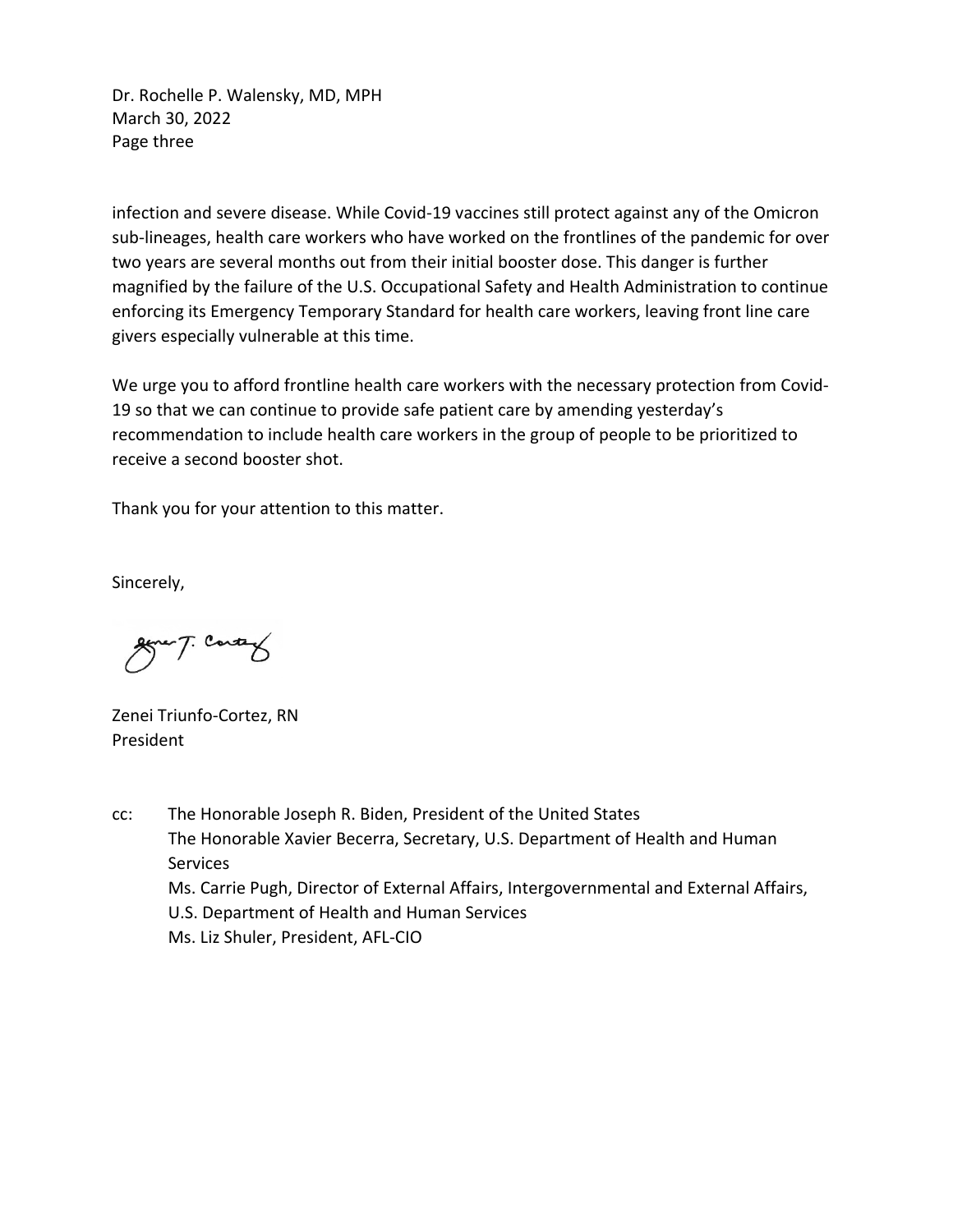infection and severe disease. While Covid-19 vaccines still protect against any of the Omicron sub-lineages, health care workers who have worked on the frontlines of the pandemic for over two years are several months out from their initial booster dose. This danger is further magnified by the failure of the U.S. Occupational Safety and Health Administration to continue enforcing its Emergency Temporary Standard for health care workers, leaving front line care givers especially vulnerable at this time.

We urge you to afford frontline health care workers with the necessary protection from Covid-19 so that we can continue to provide safe patient care by amending yesterday's recommendation to include health care workers in the group of people to be prioritized to receive a second booster shot.

Thank you for your attention to this matter.

Sincerely,

Zenei Triunfo-Cortez, RN
President

cc: The Honorable Joseph R. Biden, President of the United States
The Honorable Xavier Becerra, Secretary, U.S. Department of Health and Human Services
Ms. Carrie Pugh, Director of External Affairs, Intergovernmental and External Affairs, U.S. Department of Health and Human Services
Ms. Liz Shuler, President, AFL-CIO